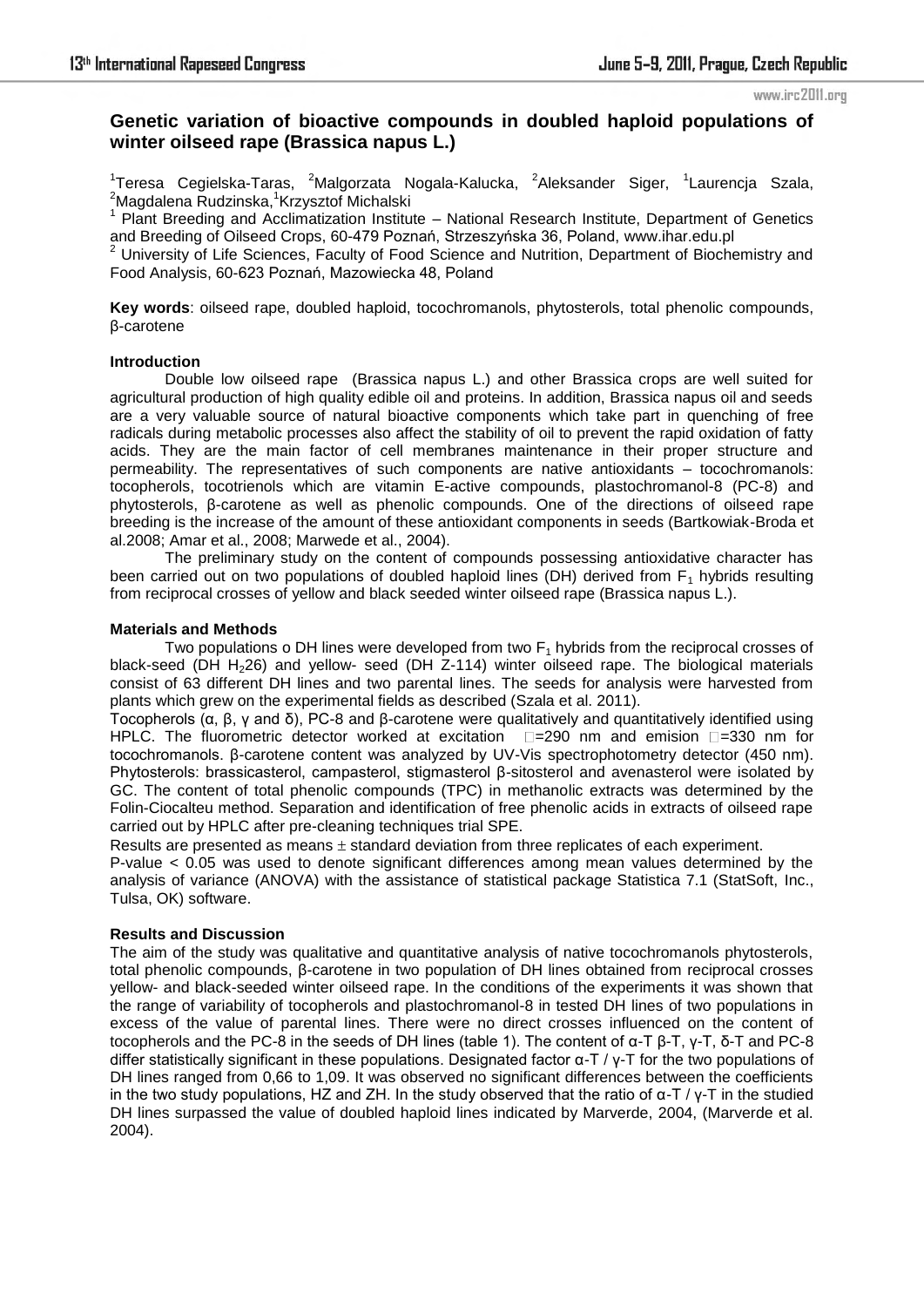# Genetic variation of bioactive compounds in doubled haploid populations of winter oilseed rape (Brassica napus L.)

[1]Teresa Cegielska-Taras, [2]Malgorzata Nogala-Kalucka, [2]Aleksander Siger, [1]Laurencja Szala, [2]Magdalena Rudzinska,[1]Krzysztof Michalski

[1] Plant Breeding and Acclimatization Institute – National Research Institute, Department of Genetics and Breeding of Oilseed Crops, 60-479 Poznań, Strzeszyńska 36, Poland, www.ihar.edu.pl

[2] University of Life Sciences, Faculty of Food Science and Nutrition, Department of Biochemistry and Food Analysis, 60-623 Poznań, Mazowiecka 48, Poland

**Key words**: oilseed rape, doubled haploid, tocochromanols, phytosterols, total phenolic compounds, β-carotene

## Introduction

Double low oilseed rape (Brassica napus L.) and other Brassica crops are well suited for agricultural production of high quality edible oil and proteins. In addition, Brassica napus oil and seeds are a very valuable source of natural bioactive components which take part in quenching of free radicals during metabolic processes also affect the stability of oil to prevent the rapid oxidation of fatty acids. They are the main factor of cell membranes maintenance in their proper structure and permeability. The representatives of such components are native antioxidants – tocochromanols: tocopherols, tocotrienols which are vitamin E-active compounds, plastochromanol-8 (PC-8) and phytosterols, β-carotene as well as phenolic compounds. One of the directions of oilseed rape breeding is the increase of the amount of these antioxidant components in seeds (Bartkowiak-Broda et al.2008; Amar et al., 2008; Marwede et al., 2004).

The preliminary study on the content of compounds possessing antioxidative character has been carried out on two populations of doubled haploid lines (DH) derived from $F_1$ hybrids resulting from reciprocal crosses of yellow and black seeded winter oilseed rape (Brassica napus L.).

## Materials and Methods

Two populations o DH lines were developed from two $F_1$ hybrids from the reciprocal crosses of black-seed (DH $H_2$26) and yellow- seed (DH Z-114) winter oilseed rape. The biological materials consist of 63 different DH lines and two parental lines. The seeds for analysis were harvested from plants which grew on the experimental fields as described (Szala et al. 2011).

Tocopherols (α, β, γ and δ), PC-8 and β-carotene were qualitatively and quantitatively identified using HPLC. The fluorometric detector worked at excitation λ=290 nm and emision λ=330 nm for tocochromanols. β-carotene content was analyzed by UV-Vis spectrophotometry detector (450 nm). Phytosterols: brassicasterol, campasterol, stigmasterol β-sitosterol and avenasterol were isolated by GC. The content of total phenolic compounds (TPC) in methanolic extracts was determined by the Folin-Ciocalteu method. Separation and identification of free phenolic acids in extracts of oilseed rape carried out by HPLC after pre-cleaning techniques trial SPE.

Results are presented as means ± standard deviation from three replicates of each experiment.

P-value < 0.05 was used to denote significant differences among mean values determined by the analysis of variance (ANOVA) with the assistance of statistical package Statistica 7.1 (StatSoft, Inc., Tulsa, OK) software.

## Results and Discussion

The aim of the study was qualitative and quantitative analysis of native tocochromanols phytosterols, total phenolic compounds, β-carotene in two population of DH lines obtained from reciprocal crosses yellow- and black-seeded winter oilseed rape. In the conditions of the experiments it was shown that the range of variability of tocopherols and plastochromanol-8 in tested DH lines of two populations in excess of the value of parental lines. There were no direct crosses influenced on the content of tocopherols and the PC-8 in the seeds of DH lines (table 1). The content of α-T β-T, γ-T, δ-T and PC-8 differ statistically significant in these populations. Designated factor α-T / γ-T for the two populations of DH lines ranged from 0,66 to 1,09. It was observed no significant differences between the coefficients in the two study populations, HZ and ZH. In the study observed that the ratio of α-T / γ-T in the studied DH lines surpassed the value of doubled haploid lines indicated by Marverde, 2004, (Marverde et al. 2004).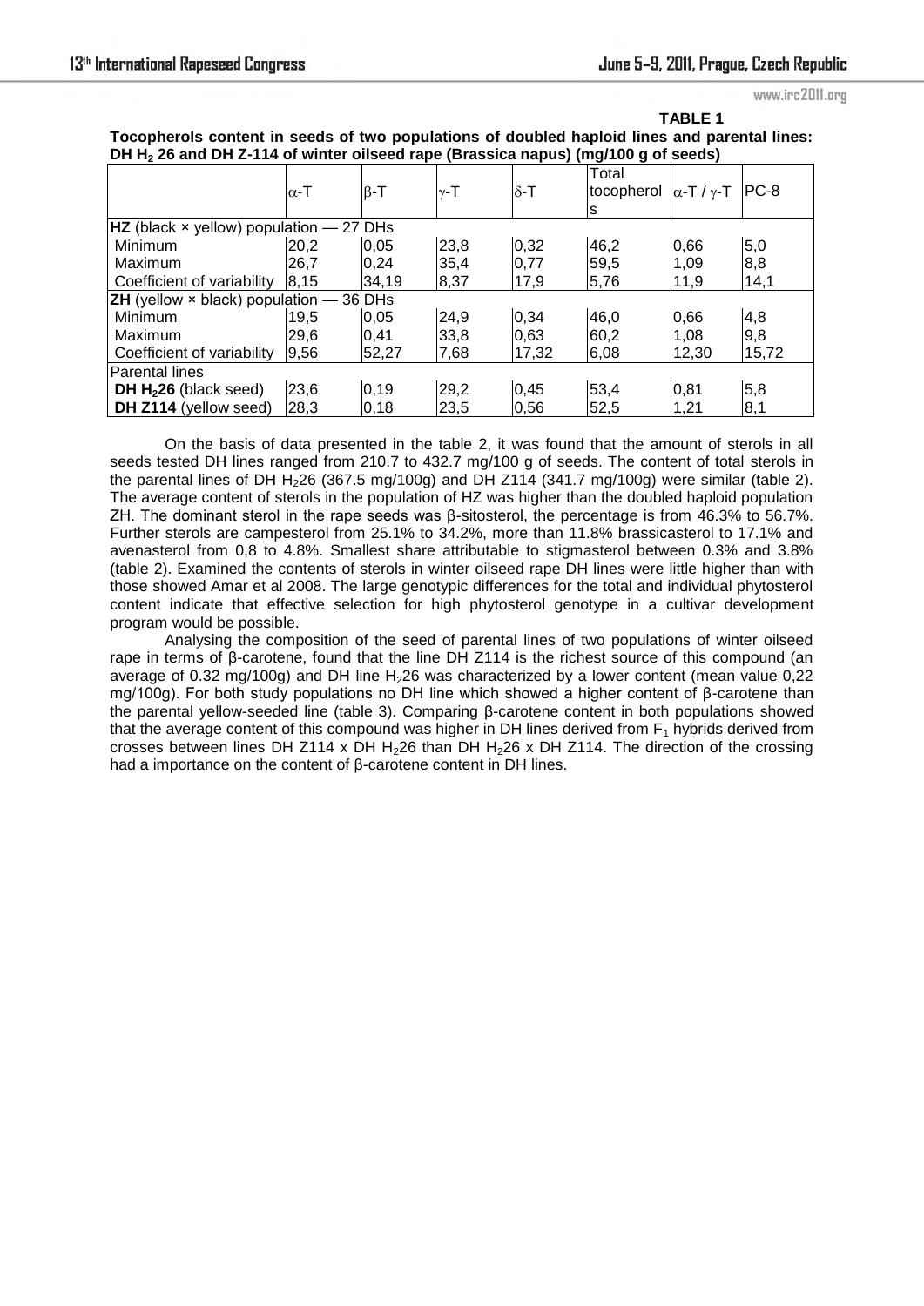**TABLE 1**

**Tocopherols content in seeds of two populations of doubled haploid lines and parental lines: DH $H_2$ 26 and DH Z-114 of winter oilseed rape (Brassica napus) (mg/100 g of seeds)**

| | α-T | β-T | γ-T | δ-T | Total tocopherols | α-T / γ-T | PC-8 |
|---|---|---|---|---|---|---|---|
| **HZ** (black × yellow) population — 27 DHs | | | | | | | |
| Minimum | 20,2 | 0,05 | 23,8 | 0,32 | 46,2 | 0,66 | 5,0 |
| Maximum | 26,7 | 0,24 | 35,4 | 0,77 | 59,5 | 1,09 | 8,8 |
| Coefficient of variability | 8,15 | 34,19 | 8,37 | 17,9 | 5,76 | 11,9 | 14,1 |
| **ZH** (yellow × black) population — 36 DHs | | | | | | | |
| Minimum | 19,5 | 0,05 | 24,9 | 0,34 | 46,0 | 0,66 | 4,8 |
| Maximum | 29,6 | 0,41 | 33,8 | 0,63 | 60,2 | 1,08 | 9,8 |
| Coefficient of variability | 9,56 | 52,27 | 7,68 | 17,32 | 6,08 | 12,30 | 15,72 |
| Parental lines | | | | | | | |
| **DH $H_2$26** (black seed) | 23,6 | 0,19 | 29,2 | 0,45 | 53,4 | 0,81 | 5,8 |
| **DH Z114** (yellow seed) | 28,3 | 0,18 | 23,5 | 0,56 | 52,5 | 1,21 | 8,1 |

On the basis of data presented in the table 2, it was found that the amount of sterols in all seeds tested DH lines ranged from 210.7 to 432.7 mg/100 g of seeds. The content of total sterols in the parental lines of DH $H_2$26 (367.5 mg/100g) and DH Z114 (341.7 mg/100g) were similar (table 2). The average content of sterols in the population of HZ was higher than the doubled haploid population ZH. The dominant sterol in the rape seeds was β-sitosterol, the percentage is from 46.3% to 56.7%. Further sterols are campesterol from 25.1% to 34.2%, more than 11.8% brassicasterol to 17.1% and avenasterol from 0,8 to 4.8%. Smallest share attributable to stigmasterol between 0.3% and 3.8% (table 2). Examined the contents of sterols in winter oilseed rape DH lines were little higher than with those showed Amar et al 2008. The large genotypic differences for the total and individual phytosterol content indicate that effective selection for high phytosterol genotype in a cultivar development program would be possible.

Analysing the composition of the seed of parental lines of two populations of winter oilseed rape in terms of β-carotene, found that the line DH Z114 is the richest source of this compound (an average of 0.32 mg/100g) and DH line $H_2$26 was characterized by a lower content (mean value 0,22 mg/100g). For both study populations no DH line which showed a higher content of β-carotene than the parental yellow-seeded line (table 3). Comparing β-carotene content in both populations showed that the average content of this compound was higher in DH lines derived from $F_1$ hybrids derived from crosses between lines DH Z114 x DH $H_2$26 than DH $H_2$26 x DH Z114. The direction of the crossing had a importance on the content of β-carotene content in DH lines.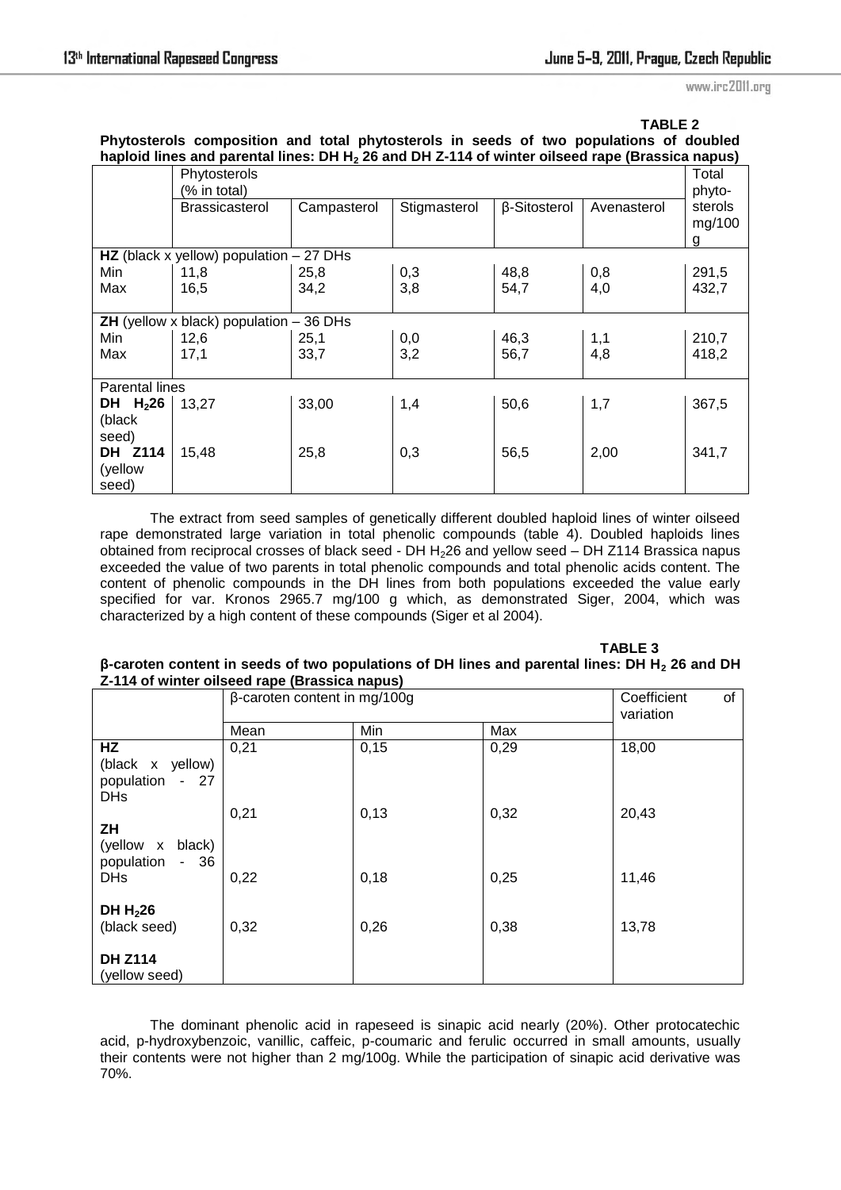**TABLE 2**

**Phytosterols composition and total phytosterols in seeds of two populations of doubled haploid lines and parental lines: DH $H_2$ 26 and DH Z-114 of winter oilseed rape (Brassica napus)**

| | Phytosterols (% in total) | | | | | Total phyto-sterols mg/100 g |
|---|---|---|---|---|---|---|
| | Brassicasterol | Campasterol | Stigmasterol | β-Sitosterol | Avenasterol | |
| **HZ** (black x yellow) population – 27 DHs | | | | | | |
| Min | 11,8 | 25,8 | 0,3 | 48,8 | 0,8 | 291,5 |
| Max | 16,5 | 34,2 | 3,8 | 54,7 | 4,0 | 432,7 |
| **ZH** (yellow x black) population – 36 DHs | | | | | | |
| Min | 12,6 | 25,1 | 0,0 | 46,3 | 1,1 | 210,7 |
| Max | 17,1 | 33,7 | 3,2 | 56,7 | 4,8 | 418,2 |
| Parental lines | | | | | | |
| **DH $H_2$26** (black seed) | 13,27 | 33,00 | 1,4 | 50,6 | 1,7 | 367,5 |
| **DH Z114** (yellow seed) | 15,48 | 25,8 | 0,3 | 56,5 | 2,00 | 341,7 |

The extract from seed samples of genetically different doubled haploid lines of winter oilseed rape demonstrated large variation in total phenolic compounds (table 4). Doubled haploids lines obtained from reciprocal crosses of black seed - DH $H_2$26 and yellow seed – DH Z114 Brassica napus exceeded the value of two parents in total phenolic compounds and total phenolic acids content. The content of phenolic compounds in the DH lines from both populations exceeded the value early specified for var. Kronos 2965.7 mg/100 g which, as demonstrated Siger, 2004, which was characterized by a high content of these compounds (Siger et al 2004).

**TABLE 3**

**β-caroten content in seeds of two populations of DH lines and parental lines: DH $H_2$ 26 and DH Z-114 of winter oilseed rape (Brassica napus)**

| | β-caroten content in mg/100g | | | Coefficient of variation |
|---|---|---|---|---|
| | Mean | Min | Max | |
| **HZ** (black x yellow) population - 27 DHs | 0,21 | 0,15 | 0,29 | 18,00 |
| **ZH** (yellow x black) population - 36 DHs | 0,21 | 0,13 | 0,32 | 20,43 |
| **DH $H_2$26** (black seed) | 0,22 | 0,18 | 0,25 | 11,46 |
| **DH Z114** (yellow seed) | 0,32 | 0,26 | 0,38 | 13,78 |

The dominant phenolic acid in rapeseed is sinapic acid nearly (20%). Other protocatechic acid, p-hydroxybenzoic, vanillic, caffeic, p-coumaric and ferulic occurred in small amounts, usually their contents were not higher than 2 mg/100g. While the participation of sinapic acid derivative was 70%.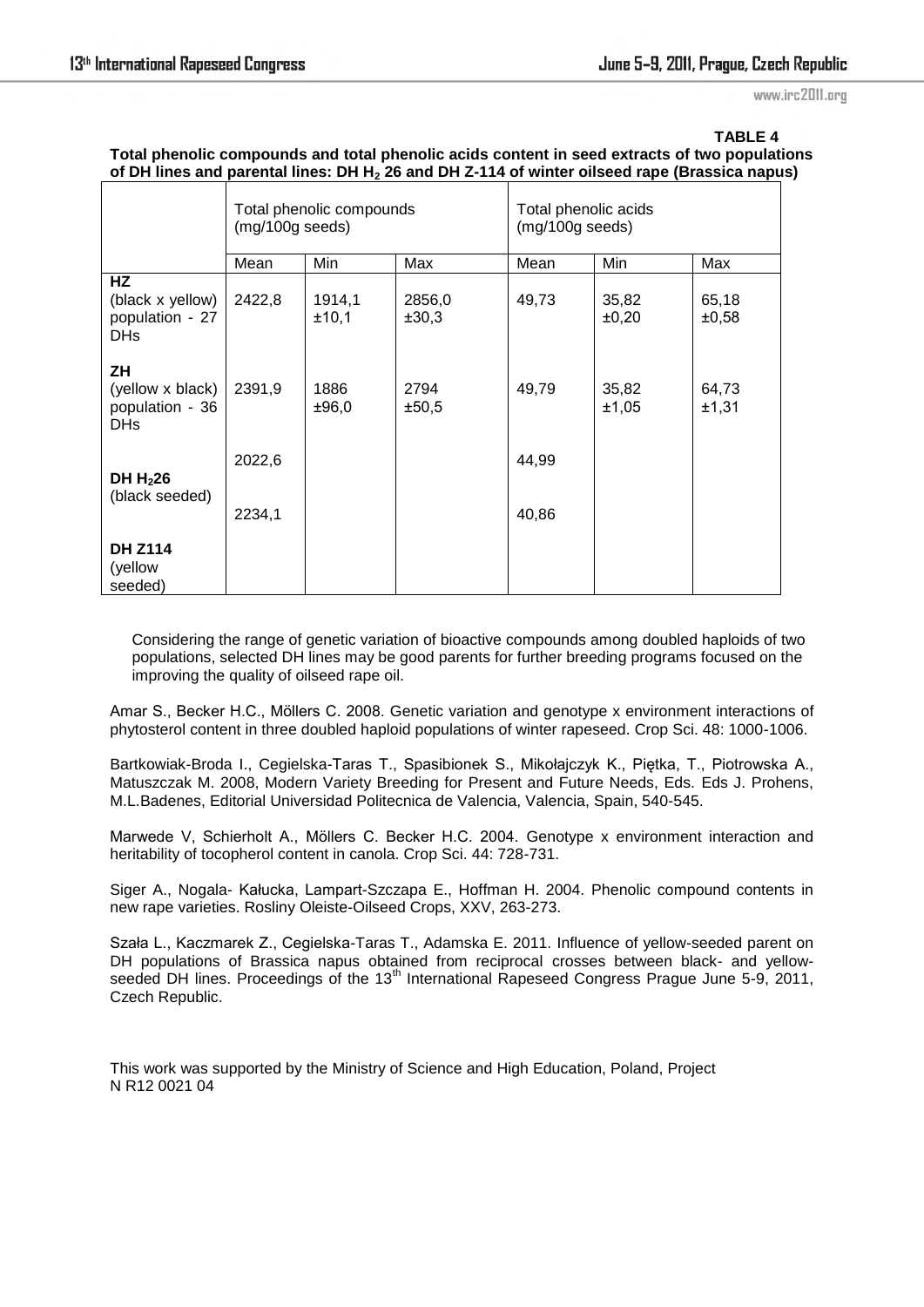**TABLE 4**

**Total phenolic compounds and total phenolic acids content in seed extracts of two populations of DH lines and parental lines: DH $H_2$ 26 and DH Z-114 of winter oilseed rape (Brassica napus)**

| | Total phenolic compounds (mg/100g seeds) | | | Total phenolic acids (mg/100g seeds) | | |
|---|---|---|---|---|---|---|
| | Mean | Min | Max | Mean | Min | Max |
| **HZ** (black x yellow) population - 27 DHs | 2422,8 | 1914,1 ±10,1 | 2856,0 ±30,3 | 49,73 | 35,82 ±0,20 | 65,18 ±0,58 |
| **ZH** (yellow x black) population - 36 DHs | 2391,9 | 1886 ±96,0 | 2794 ±50,5 | 49,79 | 35,82 ±1,05 | 64,73 ±1,31 |
| **DH $H_2$26** (black seeded) | 2022,6 | | | 44,99 | | |
| **DH Z114** (yellow seeded) | 2234,1 | | | 40,86 | | |

Considering the range of genetic variation of bioactive compounds among doubled haploids of two populations, selected DH lines may be good parents for further breeding programs focused on the improving the quality of oilseed rape oil.

Amar S., Becker H.C., Möllers C. 2008. Genetic variation and genotype x environment interactions of phytosterol content in three doubled haploid populations of winter rapeseed. Crop Sci. 48: 1000-1006.

Bartkowiak-Broda I., Cegielska-Taras T., Spasibionek S., Mikołajczyk K., Piętka, T., Piotrowska A., Matuszczak M. 2008, Modern Variety Breeding for Present and Future Needs, Eds. Eds J. Prohens, M.L.Badenes, Editorial Universidad Politecnica de Valencia, Valencia, Spain, 540-545.

Marwede V, Schierholt A., Möllers C. Becker H.C. 2004. Genotype x environment interaction and heritability of tocopherol content in canola. Crop Sci. 44: 728-731.

Siger A., Nogala- Kałucka, Lampart-Szczapa E., Hoffman H. 2004. Phenolic compound contents in new rape varieties. Rosliny Oleiste-Oilseed Crops, XXV, 263-273.

Szała L., Kaczmarek Z., Cegielska-Taras T., Adamska E. 2011. Influence of yellow-seeded parent on DH populations of Brassica napus obtained from reciprocal crosses between black- and yellow-seeded DH lines. Proceedings of the 13th International Rapeseed Congress Prague June 5-9, 2011, Czech Republic.

This work was supported by the Ministry of Science and High Education, Poland, Project N R12 0021 04